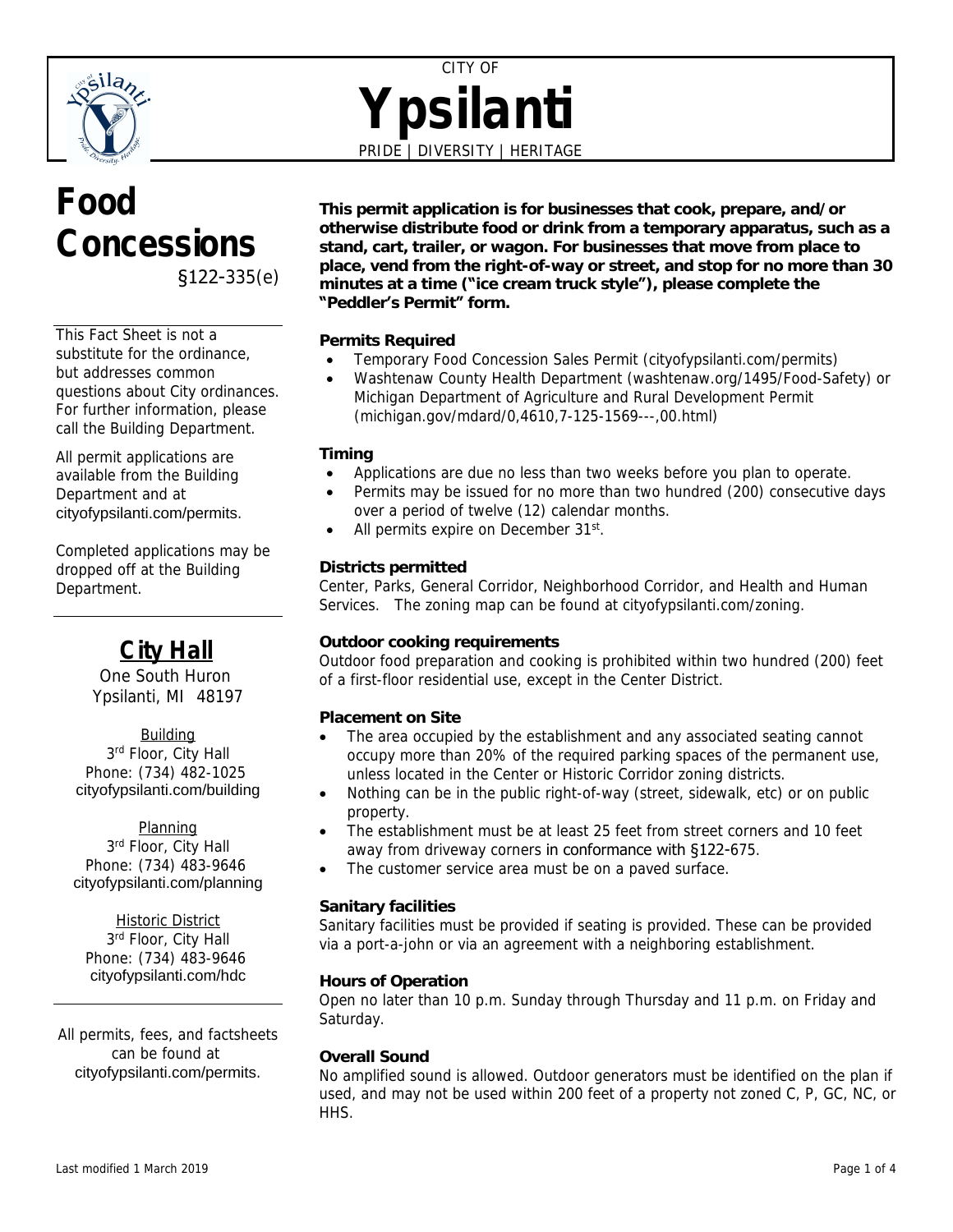CITY OF

# Ypsilanti

PRIDE | DIVERSITY | HERITAGE

# Food Concessions

§122-335(e)

This Fact Sheet is not a substitute for the ordinance, but addresses common questions about City ordinances. For further information, please call the Building Department.

All permit applications are available from the Building Department and at cityofypsilanti.com/permits.

Completed applications may be dropped off at the Building Department.

## City Hall

One South Huron
Ypsilanti, MI 48197

Building
3rd Floor, City Hall
Phone: (734) 482-1025
cityofypsilanti.com/building

Planning
3rd Floor, City Hall
Phone: (734) 483-9646
cityofypsilanti.com/planning

Historic District
3rd Floor, City Hall
Phone: (734) 483-9646
cityofypsilanti.com/hdc

All permits, fees, and factsheets can be found at cityofypsilanti.com/permits.

**This permit application is for businesses that cook, prepare, and/or otherwise distribute food or drink from a temporary apparatus, such as a stand, cart, trailer, or wagon. For businesses that move from place to place, vend from the right-of-way or street, and stop for no more than 30 minutes at a time ("ice cream truck style"), please complete the "Peddler's Permit" form.**

### Permits Required

- Temporary Food Concession Sales Permit (cityofypsilanti.com/permits)
- Washtenaw County Health Department (washtenaw.org/1495/Food-Safety) or Michigan Department of Agriculture and Rural Development Permit (michigan.gov/mdard/0,4610,7-125-1569---,00.html)

### Timing

- Applications are due no less than two weeks before you plan to operate.
- Permits may be issued for no more than two hundred (200) consecutive days over a period of twelve (12) calendar months.
- All permits expire on December 31st.

### Districts permitted

Center, Parks, General Corridor, Neighborhood Corridor, and Health and Human Services. The zoning map can be found at cityofypsilanti.com/zoning.

### Outdoor cooking requirements

Outdoor food preparation and cooking is prohibited within two hundred (200) feet of a first-floor residential use, except in the Center District.

### Placement on Site

- The area occupied by the establishment and any associated seating cannot occupy more than 20% of the required parking spaces of the permanent use, unless located in the Center or Historic Corridor zoning districts.
- Nothing can be in the public right-of-way (street, sidewalk, etc) or on public property.
- The establishment must be at least 25 feet from street corners and 10 feet away from driveway corners in conformance with §122-675.
- The customer service area must be on a paved surface.

### Sanitary facilities

Sanitary facilities must be provided if seating is provided. These can be provided via a port-a-john or via an agreement with a neighboring establishment.

### Hours of Operation

Open no later than 10 p.m. Sunday through Thursday and 11 p.m. on Friday and Saturday.

### Overall Sound

No amplified sound is allowed. Outdoor generators must be identified on the plan if used, and may not be used within 200 feet of a property not zoned C, P, GC, NC, or HHS.

Last modified 1 March 2019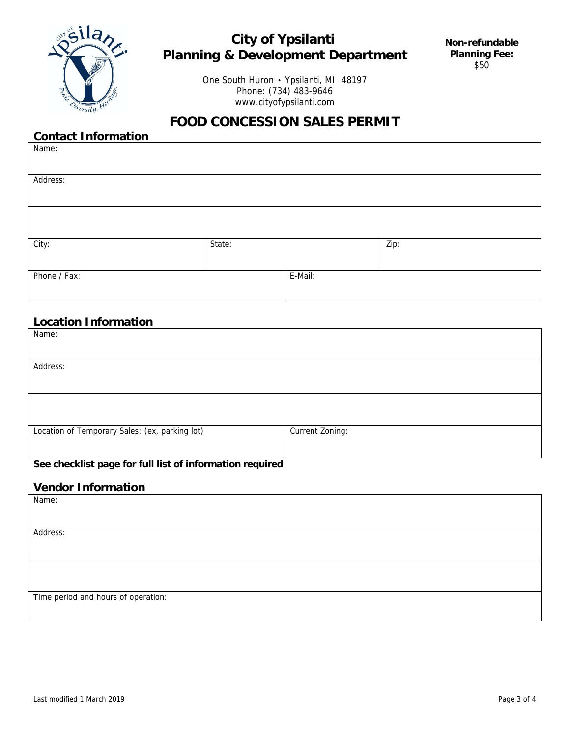# City of Ypsilanti
## Planning & Development Department

**Non-refundable Planning Fee:** $50

One South Huron • Ypsilanti, MI 48197
Phone: (734) 483-9646
www.cityofypsilanti.com

# FOOD CONCESSION SALES PERMIT

## Contact Information

| Name: | | |
|---|---|---|
| Address: | | |
| | | |
| City: | State: | Zip: |
| Phone / Fax: | E-Mail: | |

## Location Information

| Name: | |
|---|---|
| Address: | |
| | |
| Location of Temporary Sales: (ex, parking lot) | Current Zoning: |

**See checklist page for full list of information required**

## Vendor Information

| Name: |
|---|
| Address: |
| |
| Time period and hours of operation: |

Last modified 1 March 2019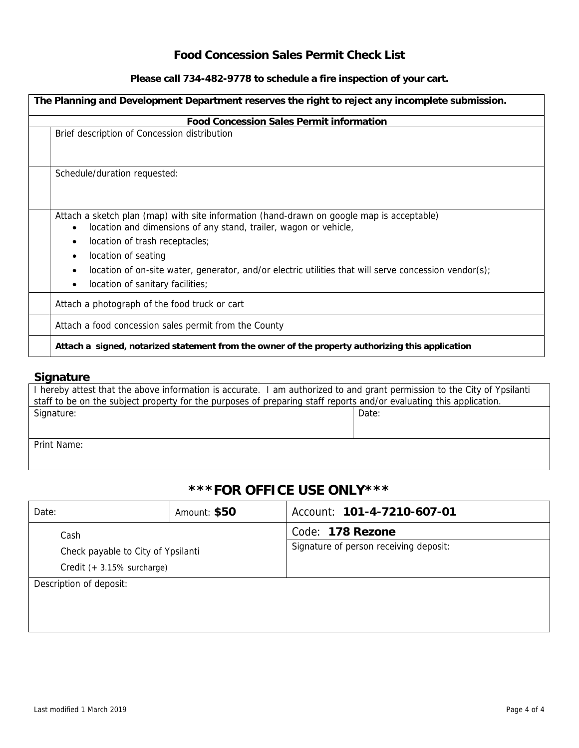# Food Concession Sales Permit Check List

**Please call 734-482-9778 to schedule a fire inspection of your cart.**

| **The Planning and Development Department reserves the right to reject any incomplete submission.** | |
|---|---|
| | **Food Concession Sales Permit information** |
| | Brief description of Concession distribution |
| | Schedule/duration requested: |
| | Attach a sketch plan (map) with site information (hand-drawn on google map is acceptable)<br>• location and dimensions of any stand, trailer, wagon or vehicle,<br>• location of trash receptacles;<br>• location of seating<br>• location of on-site water, generator, and/or electric utilities that will serve concession vendor(s);<br>• location of sanitary facilities; |
| | Attach a photograph of the food truck or cart |
| | Attach a food concession sales permit from the County |
| | **Attach a signed, notarized statement from the owner of the property authorizing this application** |

## Signature

| I hereby attest that the above information is accurate. I am authorized to and grant permission to the City of Ypsilanti staff to be on the subject property for the purposes of preparing staff reports and/or evaluating this application. | |
|---|---|
| Signature: | Date: |
| Print Name: | |

## ***FOR OFFICE USE ONLY***

| Date: | Amount: **$50** | Account: **101-4-7210-607-01** |
|---|---|---|
| Cash<br>Check payable to City of Ypsilanti<br>Credit (+ 3.15% surcharge) | | Code: **178 Rezone**<br>Signature of person receiving deposit: |
| Description of deposit: | | |

Last modified 1 March 2019